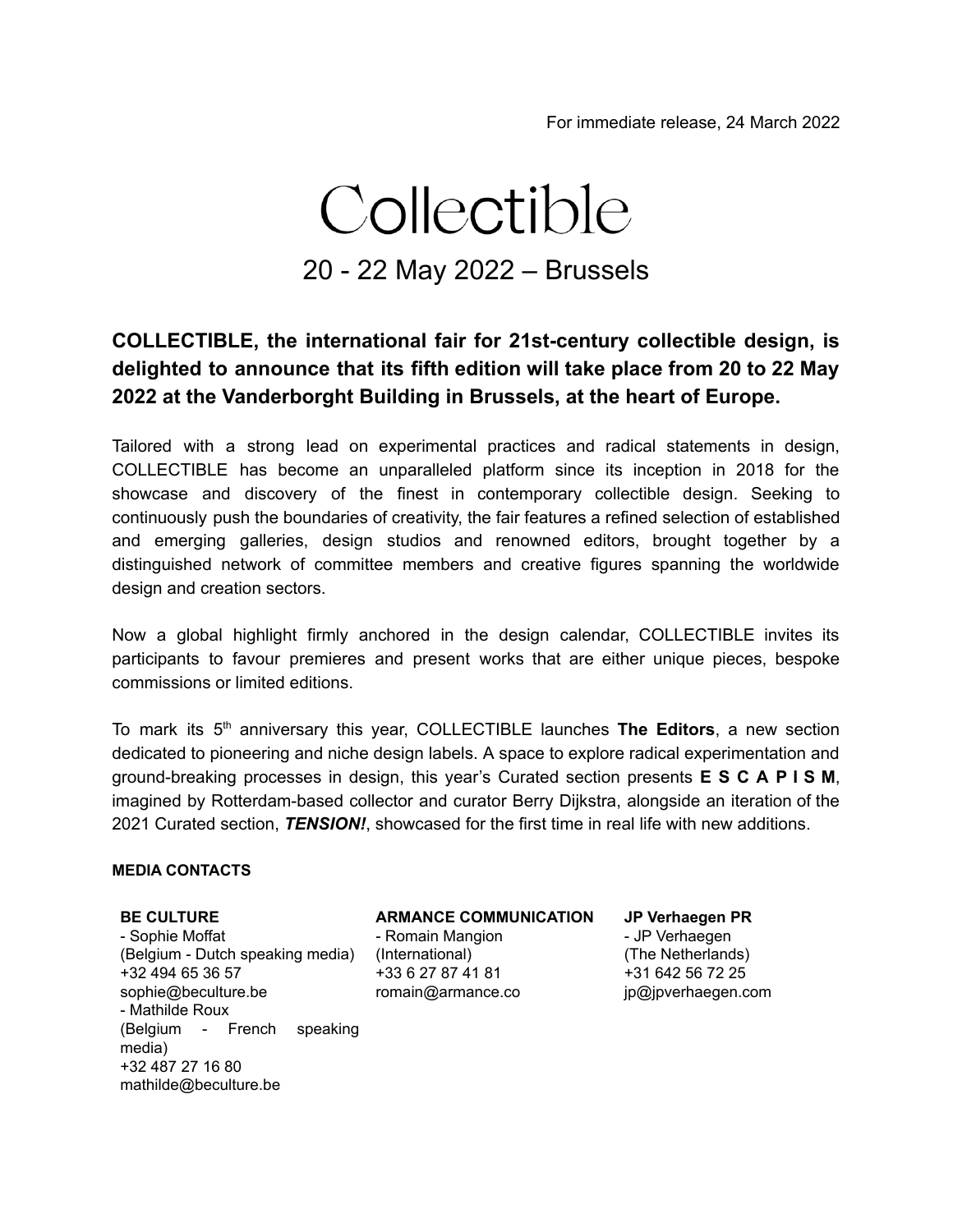For immediate release, 24 March 2022

# Collectible

## 20 - 22 May 2022 – Brussels

**COLLECTIBLE, the international fair for 21st-century collectible design, is delighted to announce that its fifth edition will take place from 20 to 22 May 2022 at the Vanderborght Building in Brussels, at the heart of Europe.**

Tailored with a strong lead on experimental practices and radical statements in design, COLLECTIBLE has become an unparalleled platform since its inception in 2018 for the showcase and discovery of the finest in contemporary collectible design. Seeking to continuously push the boundaries of creativity, the fair features a refined selection of established and emerging galleries, design studios and renowned editors, brought together by a distinguished network of committee members and creative figures spanning the worldwide design and creation sectors.

Now a global highlight firmly anchored in the design calendar, COLLECTIBLE invites its participants to favour premieres and present works that are either unique pieces, bespoke commissions or limited editions.

To mark its 5th anniversary this year, COLLECTIBLE launches **The Editors**, a new section dedicated to pioneering and niche design labels. A space to explore radical experimentation and ground-breaking processes in design, this year's Curated section presents **E S C A P I S M**, imagined by Rotterdam-based collector and curator Berry Dijkstra, alongside an iteration of the 2021 Curated section, ***TENSION!***, showcased for the first time in real life with new additions.

**MEDIA CONTACTS**

**BE CULTURE**
- Sophie Moffat
(Belgium - Dutch speaking media)
+32 494 65 36 57
sophie@beculture.be
- Mathilde Roux
(Belgium - French speaking media)
+32 487 27 16 80
mathilde@beculture.be

**ARMANCE COMMUNICATION**
- Romain Mangion
(International)
+33 6 27 87 41 81
romain@armance.co

**JP Verhaegen PR**
- JP Verhaegen
(The Netherlands)
+31 642 56 72 25
jp@jpverhaegen.com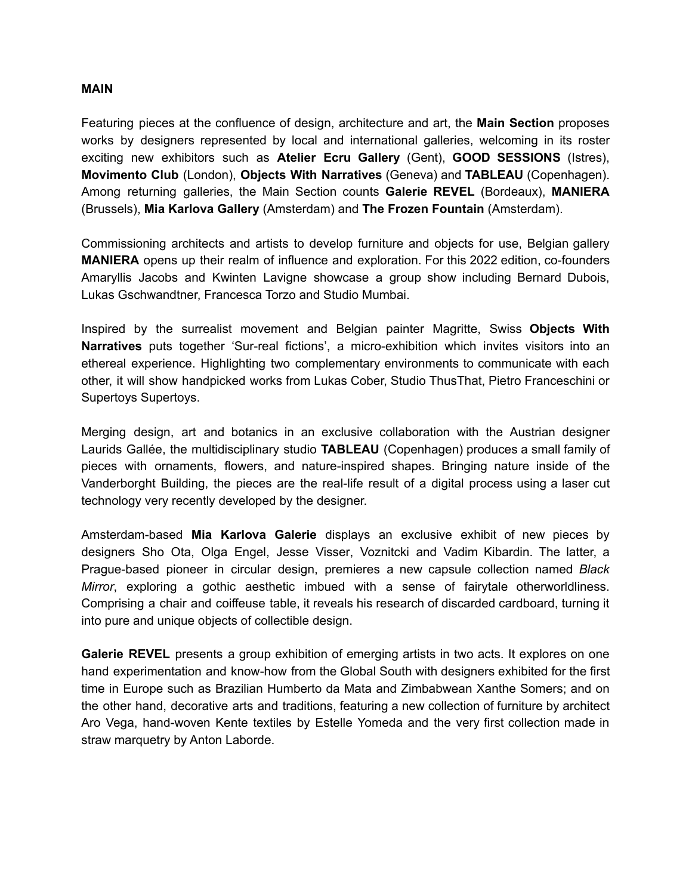**MAIN**

Featuring pieces at the confluence of design, architecture and art, the **Main Section** proposes works by designers represented by local and international galleries, welcoming in its roster exciting new exhibitors such as **Atelier Ecru Gallery** (Gent), **GOOD SESSIONS** (Istres), **Movimento Club** (London), **Objects With Narratives** (Geneva) and **TABLEAU** (Copenhagen). Among returning galleries, the Main Section counts **Galerie REVEL** (Bordeaux), **MANIERA** (Brussels), **Mia Karlova Gallery** (Amsterdam) and **The Frozen Fountain** (Amsterdam).

Commissioning architects and artists to develop furniture and objects for use, Belgian gallery **MANIERA** opens up their realm of influence and exploration. For this 2022 edition, co-founders Amaryllis Jacobs and Kwinten Lavigne showcase a group show including Bernard Dubois, Lukas Gschwandtner, Francesca Torzo and Studio Mumbai.

Inspired by the surrealist movement and Belgian painter Magritte, Swiss **Objects With Narratives** puts together 'Sur-real fictions', a micro-exhibition which invites visitors into an ethereal experience. Highlighting two complementary environments to communicate with each other, it will show handpicked works from Lukas Cober, Studio ThusThat, Pietro Franceschini or Supertoys Supertoys.

Merging design, art and botanics in an exclusive collaboration with the Austrian designer Laurids Gallée, the multidisciplinary studio **TABLEAU** (Copenhagen) produces a small family of pieces with ornaments, flowers, and nature-inspired shapes. Bringing nature inside of the Vanderborght Building, the pieces are the real-life result of a digital process using a laser cut technology very recently developed by the designer.

Amsterdam-based **Mia Karlova Galerie** displays an exclusive exhibit of new pieces by designers Sho Ota, Olga Engel, Jesse Visser, Voznitcki and Vadim Kibardin. The latter, a Prague-based pioneer in circular design, premieres a new capsule collection named *Black Mirror*, exploring a gothic aesthetic imbued with a sense of fairytale otherworldliness. Comprising a chair and coiffeuse table, it reveals his research of discarded cardboard, turning it into pure and unique objects of collectible design.

**Galerie REVEL** presents a group exhibition of emerging artists in two acts. It explores on one hand experimentation and know-how from the Global South with designers exhibited for the first time in Europe such as Brazilian Humberto da Mata and Zimbabwean Xanthe Somers; and on the other hand, decorative arts and traditions, featuring a new collection of furniture by architect Aro Vega, hand-woven Kente textiles by Estelle Yomeda and the very first collection made in straw marquetry by Anton Laborde.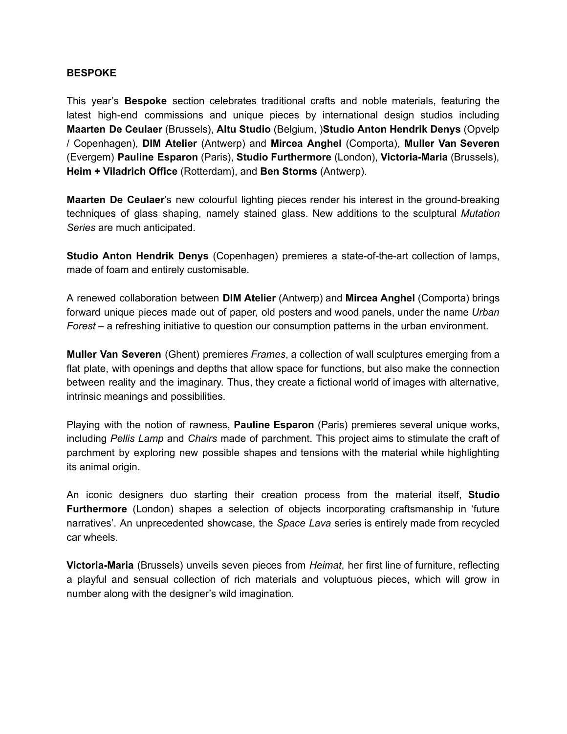**BESPOKE**

This year's **Bespoke** section celebrates traditional crafts and noble materials, featuring the latest high-end commissions and unique pieces by international design studios including **Maarten De Ceulaer** (Brussels), **Altu Studio** (Belgium, )**Studio Anton Hendrik Denys** (Opvelp / Copenhagen), **DIM Atelier** (Antwerp) and **Mircea Anghel** (Comporta), **Muller Van Severen** (Evergem) **Pauline Esparon** (Paris), **Studio Furthermore** (London), **Victoria-Maria** (Brussels), **Heim + Viladrich Office** (Rotterdam), and **Ben Storms** (Antwerp).

**Maarten De Ceulaer**'s new colourful lighting pieces render his interest in the ground-breaking techniques of glass shaping, namely stained glass. New additions to the sculptural *Mutation Series* are much anticipated.

**Studio Anton Hendrik Denys** (Copenhagen) premieres a state-of-the-art collection of lamps, made of foam and entirely customisable.

A renewed collaboration between **DIM Atelier** (Antwerp) and **Mircea Anghel** (Comporta) brings forward unique pieces made out of paper, old posters and wood panels, under the name *Urban Forest* – a refreshing initiative to question our consumption patterns in the urban environment.

**Muller Van Severen** (Ghent) premieres *Frames*, a collection of wall sculptures emerging from a flat plate, with openings and depths that allow space for functions, but also make the connection between reality and the imaginary. Thus, they create a fictional world of images with alternative, intrinsic meanings and possibilities.

Playing with the notion of rawness, **Pauline Esparon** (Paris) premieres several unique works, including *Pellis Lamp* and *Chairs* made of parchment. This project aims to stimulate the craft of parchment by exploring new possible shapes and tensions with the material while highlighting its animal origin.

An iconic designers duo starting their creation process from the material itself, **Studio Furthermore** (London) shapes a selection of objects incorporating craftsmanship in 'future narratives'. An unprecedented showcase, the *Space Lava* series is entirely made from recycled car wheels.

**Victoria-Maria** (Brussels) unveils seven pieces from *Heimat*, her first line of furniture, reflecting a playful and sensual collection of rich materials and voluptuous pieces, which will grow in number along with the designer's wild imagination.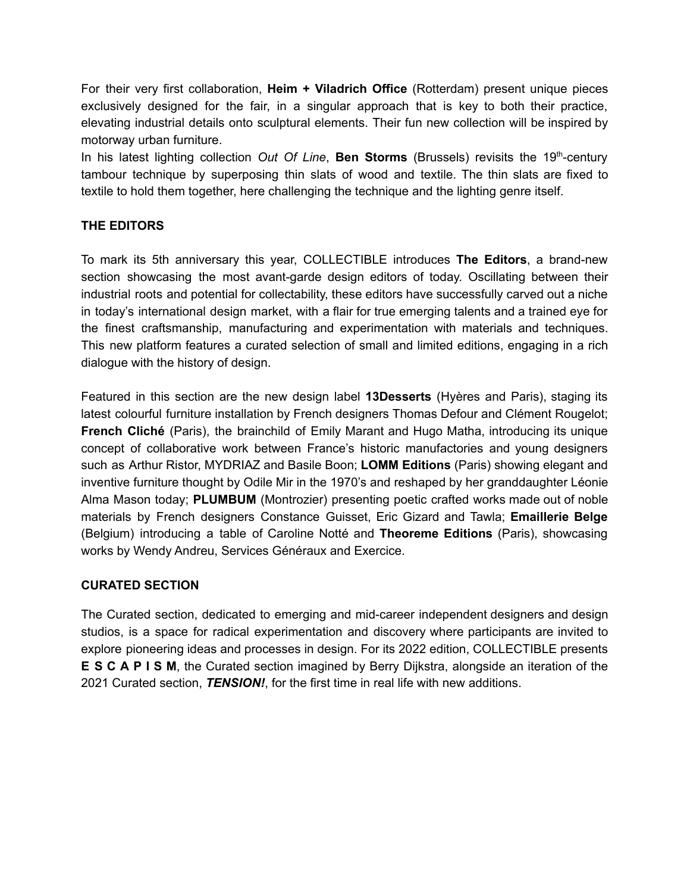For their very first collaboration, **Heim + Viladrich Office** (Rotterdam) present unique pieces exclusively designed for the fair, in a singular approach that is key to both their practice, elevating industrial details onto sculptural elements. Their fun new collection will be inspired by motorway urban furniture.

In his latest lighting collection *Out Of Line*, **Ben Storms** (Brussels) revisits the 19th-century tambour technique by superposing thin slats of wood and textile. The thin slats are fixed to textile to hold them together, here challenging the technique and the lighting genre itself.

## THE EDITORS

To mark its 5th anniversary this year, COLLECTIBLE introduces **The Editors**, a brand-new section showcasing the most avant-garde design editors of today. Oscillating between their industrial roots and potential for collectability, these editors have successfully carved out a niche in today's international design market, with a flair for true emerging talents and a trained eye for the finest craftsmanship, manufacturing and experimentation with materials and techniques. This new platform features a curated selection of small and limited editions, engaging in a rich dialogue with the history of design.

Featured in this section are the new design label **13Desserts** (Hyères and Paris), staging its latest colourful furniture installation by French designers Thomas Defour and Clément Rougelot; **French Cliché** (Paris), the brainchild of Emily Marant and Hugo Matha, introducing its unique concept of collaborative work between France's historic manufactories and young designers such as Arthur Ristor, MYDRIAZ and Basile Boon; **LOMM Editions** (Paris) showing elegant and inventive furniture thought by Odile Mir in the 1970's and reshaped by her granddaughter Léonie Alma Mason today; **PLUMBUM** (Montrozier) presenting poetic crafted works made out of noble materials by French designers Constance Guisset, Eric Gizard and Tawla; **Emaillerie Belge** (Belgium) introducing a table of Caroline Notté and **Theoreme Editions** (Paris), showcasing works by Wendy Andreu, Services Généraux and Exercice.

## CURATED SECTION

The Curated section, dedicated to emerging and mid-career independent designers and design studios, is a space for radical experimentation and discovery where participants are invited to explore pioneering ideas and processes in design. For its 2022 edition, COLLECTIBLE presents **E S C A P I S M**, the Curated section imagined by Berry Dijkstra, alongside an iteration of the 2021 Curated section, ***TENSION!***, for the first time in real life with new additions.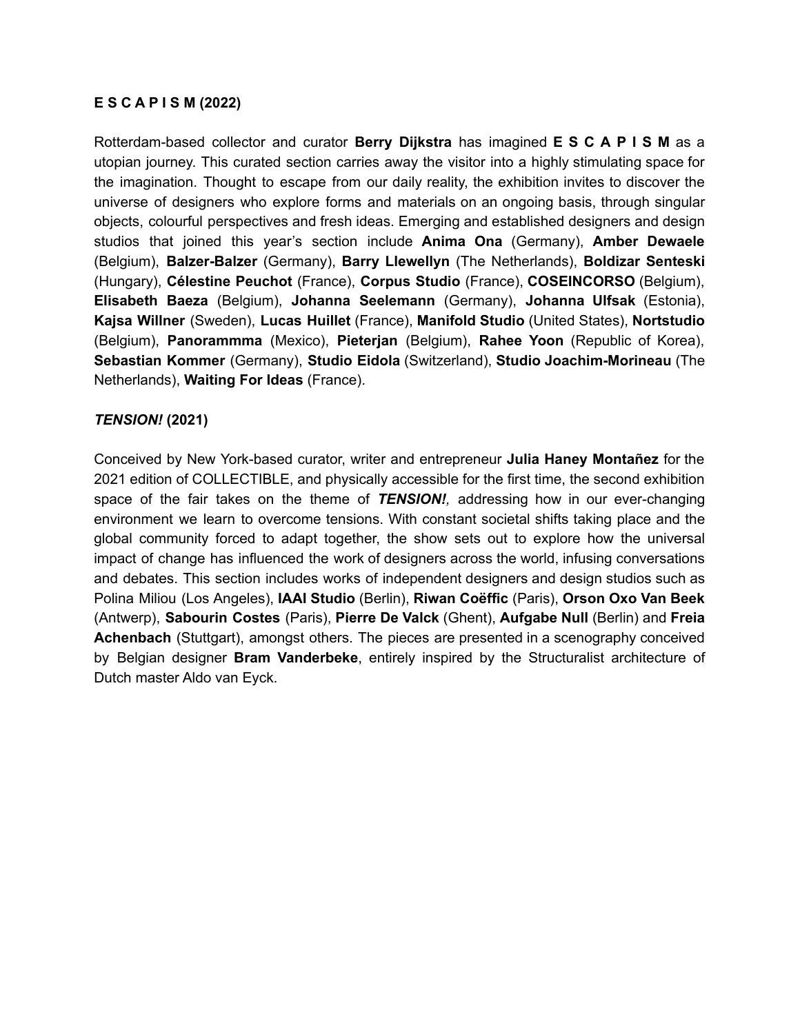**E S C A P I S M (2022)**

Rotterdam-based collector and curator **Berry Dijkstra** has imagined **E S C A P I S M** as a utopian journey. This curated section carries away the visitor into a highly stimulating space for the imagination. Thought to escape from our daily reality, the exhibition invites to discover the universe of designers who explore forms and materials on an ongoing basis, through singular objects, colourful perspectives and fresh ideas. Emerging and established designers and design studios that joined this year's section include **Anima Ona** (Germany), **Amber Dewaele** (Belgium), **Balzer-Balzer** (Germany), **Barry Llewellyn** (The Netherlands), **Boldizar Senteski** (Hungary), **Célestine Peuchot** (France), **Corpus Studio** (France), **COSEINCORSO** (Belgium), **Elisabeth Baeza** (Belgium), **Johanna Seelemann** (Germany), **Johanna Ulfsak** (Estonia), **Kajsa Willner** (Sweden), **Lucas Huillet** (France), **Manifold Studio** (United States), **Nortstudio** (Belgium), **Panorammma** (Mexico), **Pieterjan** (Belgium), **Rahee Yoon** (Republic of Korea), **Sebastian Kommer** (Germany), **Studio Eidola** (Switzerland), **Studio Joachim-Morineau** (The Netherlands), **Waiting For Ideas** (France).

***TENSION!* (2021)**

Conceived by New York-based curator, writer and entrepreneur **Julia Haney Montañez** for the 2021 edition of COLLECTIBLE, and physically accessible for the first time, the second exhibition space of the fair takes on the theme of ***TENSION!**,* addressing how in our ever-changing environment we learn to overcome tensions. With constant societal shifts taking place and the global community forced to adapt together, the show sets out to explore how the universal impact of change has influenced the work of designers across the world, infusing conversations and debates. This section includes works of independent designers and design studios such as Polina Miliou (Los Angeles), **IAAI Studio** (Berlin), **Riwan Coëffic** (Paris), **Orson Oxo Van Beek** (Antwerp), **Sabourin Costes** (Paris), **Pierre De Valck** (Ghent), **Aufgabe Null** (Berlin) and **Freia Achenbach** (Stuttgart), amongst others. The pieces are presented in a scenography conceived by Belgian designer **Bram Vanderbeke**, entirely inspired by the Structuralist architecture of Dutch master Aldo van Eyck.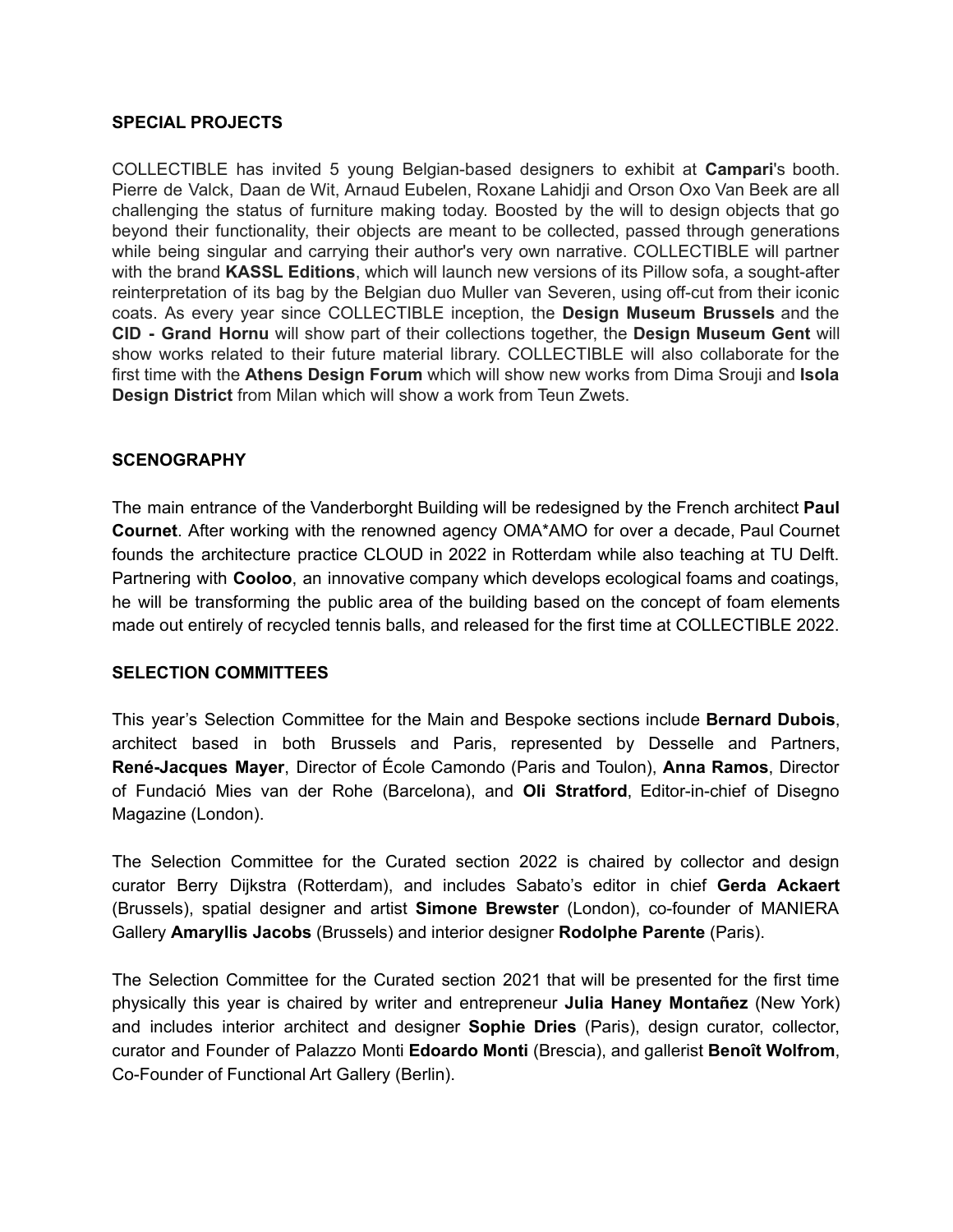## SPECIAL PROJECTS

COLLECTIBLE has invited 5 young Belgian-based designers to exhibit at **Campari**'s booth. Pierre de Valck, Daan de Wit, Arnaud Eubelen, Roxane Lahidji and Orson Oxo Van Beek are all challenging the status of furniture making today. Boosted by the will to design objects that go beyond their functionality, their objects are meant to be collected, passed through generations while being singular and carrying their author's very own narrative. COLLECTIBLE will partner with the brand **KASSL Editions**, which will launch new versions of its Pillow sofa, a sought-after reinterpretation of its bag by the Belgian duo Muller van Severen, using off-cut from their iconic coats. As every year since COLLECTIBLE inception, the **Design Museum Brussels** and the **CID - Grand Hornu** will show part of their collections together, the **Design Museum Gent** will show works related to their future material library. COLLECTIBLE will also collaborate for the first time with the **Athens Design Forum** which will show new works from Dima Srouji and **Isola Design District** from Milan which will show a work from Teun Zwets.

## SCENOGRAPHY

The main entrance of the Vanderborght Building will be redesigned by the French architect **Paul Cournet**. After working with the renowned agency OMA*AMO for over a decade, Paul Cournet founds the architecture practice CLOUD in 2022 in Rotterdam while also teaching at TU Delft. Partnering with **Cooloo**, an innovative company which develops ecological foams and coatings, he will be transforming the public area of the building based on the concept of foam elements made out entirely of recycled tennis balls, and released for the first time at COLLECTIBLE 2022.

## SELECTION COMMITTEES

This year's Selection Committee for the Main and Bespoke sections include **Bernard Dubois**, architect based in both Brussels and Paris, represented by Desselle and Partners, **René-Jacques Mayer**, Director of École Camondo (Paris and Toulon), **Anna Ramos**, Director of Fundació Mies van der Rohe (Barcelona), and **Oli Stratford**, Editor-in-chief of Disegno Magazine (London).

The Selection Committee for the Curated section 2022 is chaired by collector and design curator Berry Dijkstra (Rotterdam), and includes Sabato's editor in chief **Gerda Ackaert** (Brussels), spatial designer and artist **Simone Brewster** (London), co-founder of MANIERA Gallery **Amaryllis Jacobs** (Brussels) and interior designer **Rodolphe Parente** (Paris).

The Selection Committee for the Curated section 2021 that will be presented for the first time physically this year is chaired by writer and entrepreneur **Julia Haney Montañez** (New York) and includes interior architect and designer **Sophie Dries** (Paris), design curator, collector, curator and Founder of Palazzo Monti **Edoardo Monti** (Brescia), and gallerist **Benoît Wolfrom**, Co-Founder of Functional Art Gallery (Berlin).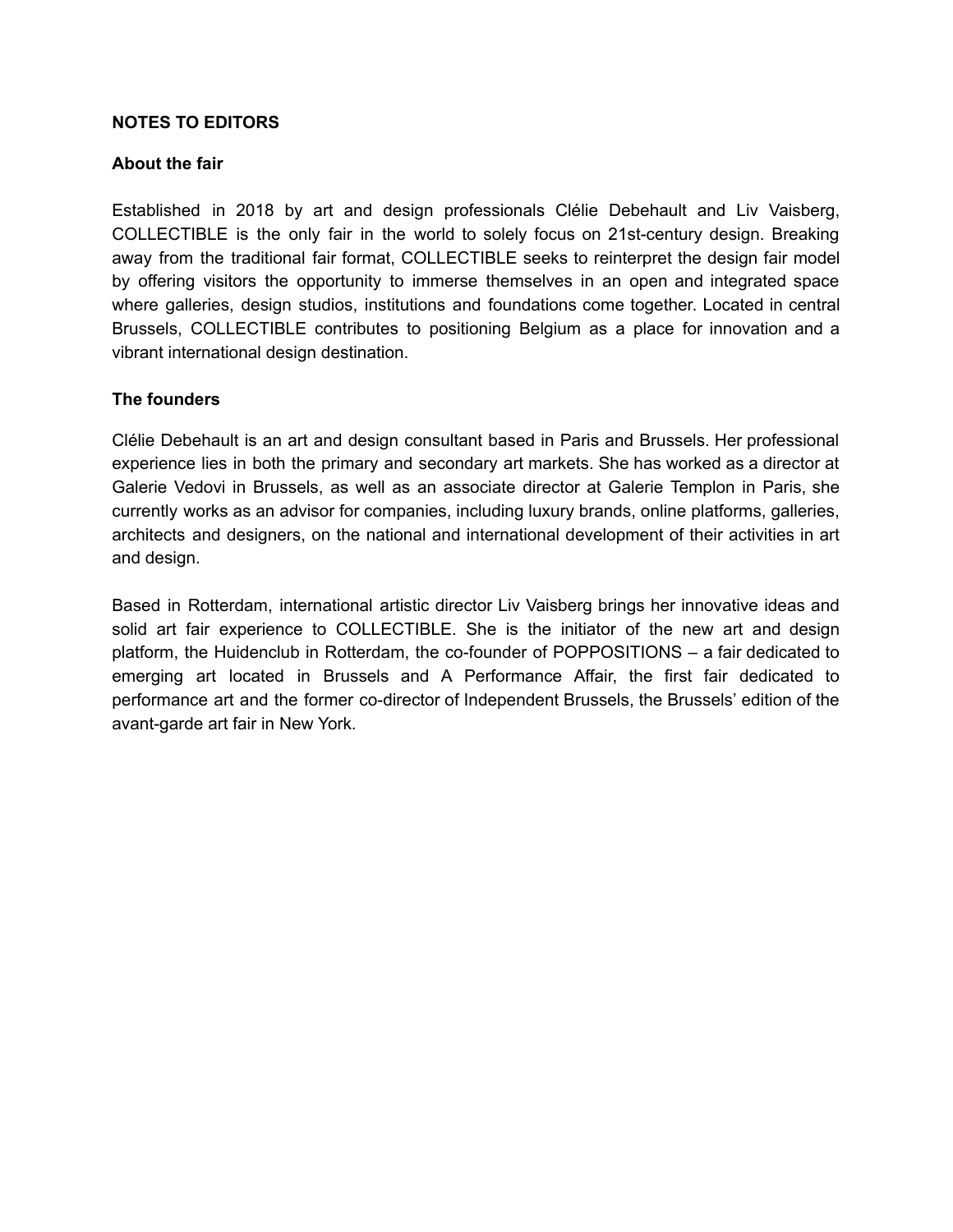**NOTES TO EDITORS**

**About the fair**

Established in 2018 by art and design professionals Clélie Debehault and Liv Vaisberg, COLLECTIBLE is the only fair in the world to solely focus on 21st-century design. Breaking away from the traditional fair format, COLLECTIBLE seeks to reinterpret the design fair model by offering visitors the opportunity to immerse themselves in an open and integrated space where galleries, design studios, institutions and foundations come together. Located in central Brussels, COLLECTIBLE contributes to positioning Belgium as a place for innovation and a vibrant international design destination.

**The founders**

Clélie Debehault is an art and design consultant based in Paris and Brussels. Her professional experience lies in both the primary and secondary art markets. She has worked as a director at Galerie Vedovi in Brussels, as well as an associate director at Galerie Templon in Paris, she currently works as an advisor for companies, including luxury brands, online platforms, galleries, architects and designers, on the national and international development of their activities in art and design.

Based in Rotterdam, international artistic director Liv Vaisberg brings her innovative ideas and solid art fair experience to COLLECTIBLE. She is the initiator of the new art and design platform, the Huidenclub in Rotterdam, the co-founder of POPPOSITIONS – a fair dedicated to emerging art located in Brussels and A Performance Affair, the first fair dedicated to performance art and the former co-director of Independent Brussels, the Brussels' edition of the avant-garde art fair in New York.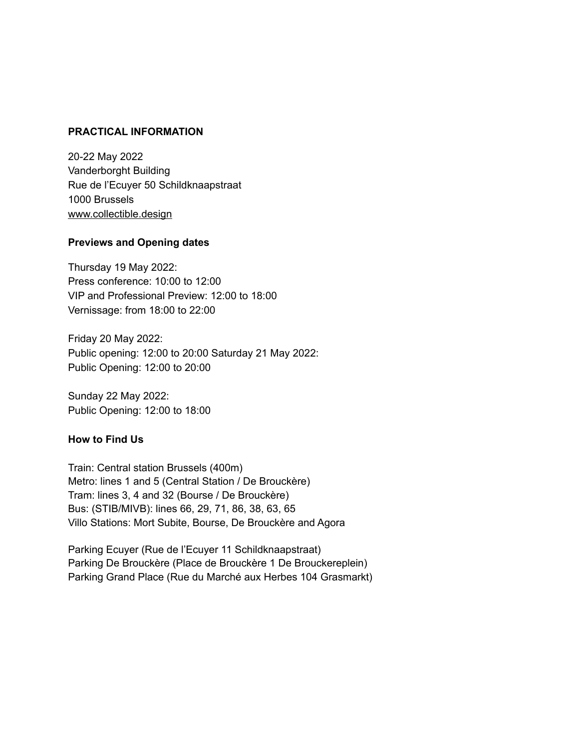**PRACTICAL INFORMATION**

20-22 May 2022
Vanderborght Building
Rue de l'Ecuyer 50 Schildknaapstraat
1000 Brussels
www.collectible.design

**Previews and Opening dates**

Thursday 19 May 2022:
Press conference: 10:00 to 12:00
VIP and Professional Preview: 12:00 to 18:00
Vernissage: from 18:00 to 22:00

Friday 20 May 2022:
Public opening: 12:00 to 20:00 Saturday 21 May 2022:
Public Opening: 12:00 to 20:00

Sunday 22 May 2022:
Public Opening: 12:00 to 18:00

**How to Find Us**

Train: Central station Brussels (400m)
Metro: lines 1 and 5 (Central Station / De Brouckère)
Tram: lines 3, 4 and 32 (Bourse / De Brouckère)
Bus: (STIB/MIVB): lines 66, 29, 71, 86, 38, 63, 65
Villo Stations: Mort Subite, Bourse, De Brouckère and Agora

Parking Ecuyer (Rue de l'Ecuyer 11 Schildknaapstraat)
Parking De Brouckère (Place de Brouckère 1 De Brouckereplein)
Parking Grand Place (Rue du Marché aux Herbes 104 Grasmarkt)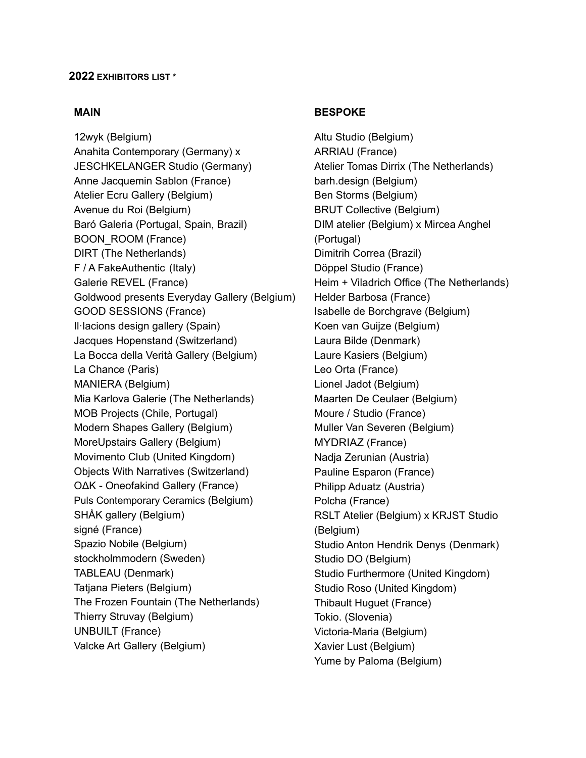## 2022 EXHIBITORS LIST *

### MAIN

12wyk (Belgium)
Anahita Contemporary (Germany) x JESCHKELANGER Studio (Germany)
Anne Jacquemin Sablon (France)
Atelier Ecru Gallery (Belgium)
Avenue du Roi (Belgium)
Baró Galeria (Portugal, Spain, Brazil)
BOON_ROOM (France)
DIRT (The Netherlands)
F / A FakeAuthentic (Italy)
Galerie REVEL (France)
Goldwood presents Everyday Gallery (Belgium)
GOOD SESSIONS (France)
Il·lacions design gallery (Spain)
Jacques Hopenstand (Switzerland)
La Bocca della Verità Gallery (Belgium)
La Chance (Paris)
MANIERA (Belgium)
Mia Karlova Galerie (The Netherlands)
MOB Projects (Chile, Portugal)
Modern Shapes Gallery (Belgium)
MoreUpstairs Gallery (Belgium)
Movimento Club (United Kingdom)
Objects With Narratives (Switzerland)
OΔK - Oneofakind Gallery (France)
Puls Contemporary Ceramics (Belgium)
SHÅK gallery (Belgium)
signé (France)
Spazio Nobile (Belgium)
stockholmmodern (Sweden)
TABLEAU (Denmark)
Tatjana Pieters (Belgium)
The Frozen Fountain (The Netherlands)
Thierry Struvay (Belgium)
UNBUILT (France)
Valcke Art Gallery (Belgium)

### BESPOKE

Altu Studio (Belgium)
ARRIAU (France)
Atelier Tomas Dirrix (The Netherlands)
barh.design (Belgium)
Ben Storms (Belgium)
BRUT Collective (Belgium)
DIM atelier (Belgium) x Mircea Anghel (Portugal)
Dimitrih Correa (Brazil)
Döppel Studio (France)
Heim + Viladrich Office (The Netherlands)
Helder Barbosa (France)
Isabelle de Borchgrave (Belgium)
Koen van Guijze (Belgium)
Laura Bilde (Denmark)
Laure Kasiers (Belgium)
Leo Orta (France)
Lionel Jadot (Belgium)
Maarten De Ceulaer (Belgium)
Moure / Studio (France)
Muller Van Severen (Belgium)
MYDRIAZ (France)
Nadja Zerunian (Austria)
Pauline Esparon (France)
Philipp Aduatz (Austria)
Polcha (France)
RSLT Atelier (Belgium) x KRJST Studio (Belgium)
Studio Anton Hendrik Denys (Denmark)
Studio DO (Belgium)
Studio Furthermore (United Kingdom)
Studio Roso (United Kingdom)
Thibault Huguet (France)
Tokio. (Slovenia)
Victoria-Maria (Belgium)
Xavier Lust (Belgium)
Yume by Paloma (Belgium)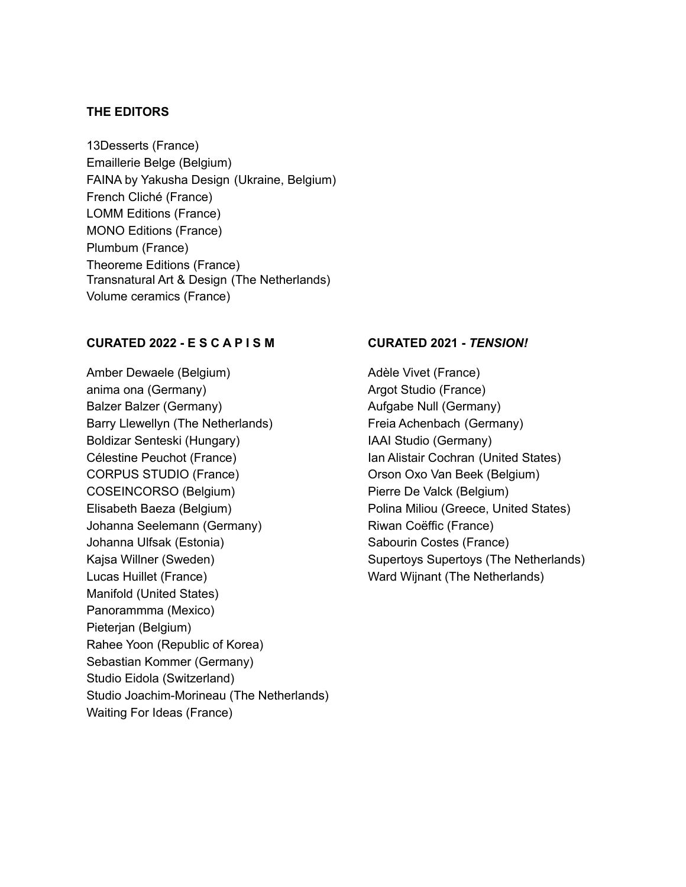### THE EDITORS

13Desserts (France)
Emaillerie Belge (Belgium)
FAINA by Yakusha Design (Ukraine, Belgium)
French Cliché (France)
LOMM Editions (France)
MONO Editions (France)
Plumbum (France)
Theoreme Editions (France)
Transnatural Art & Design (The Netherlands)
Volume ceramics (France)

### CURATED 2022 - E S C A P I S M

Amber Dewaele (Belgium)
anima ona (Germany)
Balzer Balzer (Germany)
Barry Llewellyn (The Netherlands)
Boldizar Senteski (Hungary)
Célestine Peuchot (France)
CORPUS STUDIO (France)
COSEINCORSO (Belgium)
Elisabeth Baeza (Belgium)
Johanna Seelemann (Germany)
Johanna Ulfsak (Estonia)
Kajsa Willner (Sweden)
Lucas Huillet (France)
Manifold (United States)
Panorammma (Mexico)
Pieterjan (Belgium)
Rahee Yoon (Republic of Korea)
Sebastian Kommer (Germany)
Studio Eidola (Switzerland)
Studio Joachim-Morineau (The Netherlands)
Waiting For Ideas (France)

### CURATED 2021 - *TENSION!*

Adèle Vivet (France)
Argot Studio (France)
Aufgabe Null (Germany)
Freia Achenbach (Germany)
IAAI Studio (Germany)
Ian Alistair Cochran (United States)
Orson Oxo Van Beek (Belgium)
Pierre De Valck (Belgium)
Polina Miliou (Greece, United States)
Riwan Coëffic (France)
Sabourin Costes (France)
Supertoys Supertoys (The Netherlands)
Ward Wijnant (The Netherlands)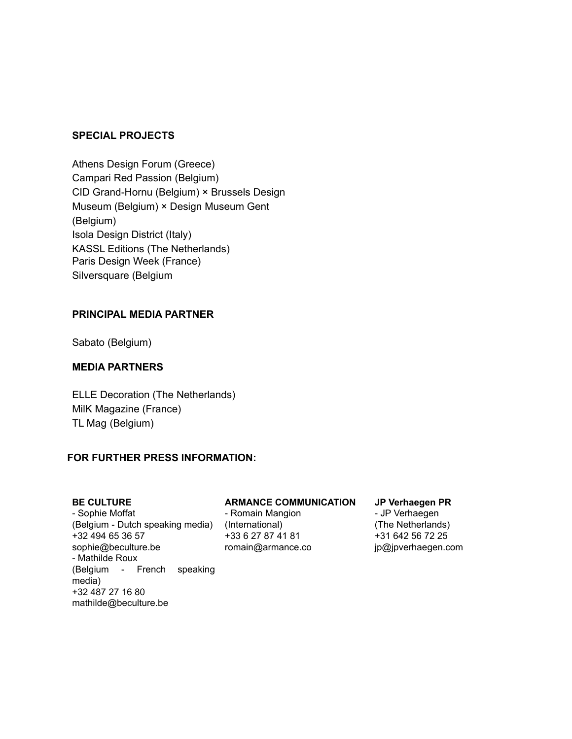## SPECIAL PROJECTS

Athens Design Forum (Greece)
Campari Red Passion (Belgium)
CID Grand-Hornu (Belgium) × Brussels Design Museum (Belgium) × Design Museum Gent (Belgium)
Isola Design District (Italy)
KASSL Editions (The Netherlands)
Paris Design Week (France)
Silversquare (Belgium

## PRINCIPAL MEDIA PARTNER

Sabato (Belgium)

## MEDIA PARTNERS

ELLE Decoration (The Netherlands)
MilK Magazine (France)
TL Mag (Belgium)

## FOR FURTHER PRESS INFORMATION:

**BE CULTURE**
- Sophie Moffat
(Belgium - Dutch speaking media)
+32 494 65 36 57
sophie@beculture.be
- Mathilde Roux
(Belgium - French speaking media)
+32 487 27 16 80
mathilde@beculture.be

**ARMANCE COMMUNICATION**
- Romain Mangion
(International)
+33 6 27 87 41 81
romain@armance.co

**JP Verhaegen PR**
- JP Verhaegen
(The Netherlands)
+31 642 56 72 25
jp@jpverhaegen.com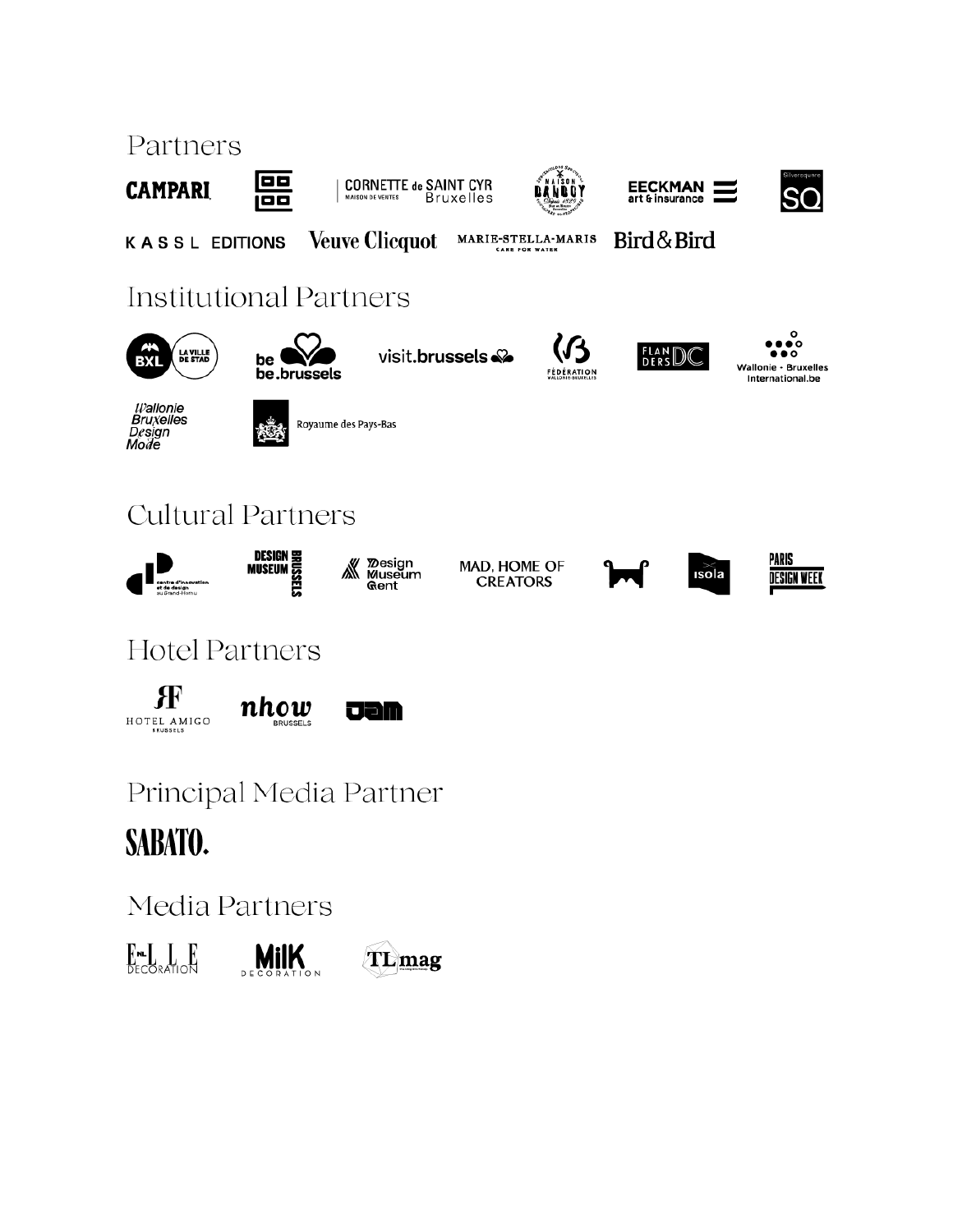## Partners

CAMPARI

CORNETTE de SAINT CYR
MAISON DE VENTES Bruxelles

MAISON DANDOY

EECKMAN art & insurance

Silversquare SQ

KASSL EDITIONS

Veuve Clicquot

MARIE-STELLA-MARIS
CARE FOR WATER

Bird & Bird

## Institutional Partners

BXL LA VILLE DE STAD

be be.brussels

visit.brussels

FÉDÉRATION WALLONIE-BRUXELLES

FLANDERS DC

Wallonie · Bruxelles International.be

Wallonie Bruxelles Design Mode

Royaume des Pays-Bas

## Cultural Partners

centre d'innovation et de design au Grand-Hornu

DESIGN MUSEUM BRUSSELS

Design Museum Gent

MAD, HOME OF CREATORS

isola

PARIS DESIGN WEEK

## Hotel Partners

HOTEL AMIGO BRUSSELS

nhow BRUSSELS

JAM

## Principal Media Partner

SABATO.

## Media Partners

ELLE DECORATION

MilK DECORATION

TLmag